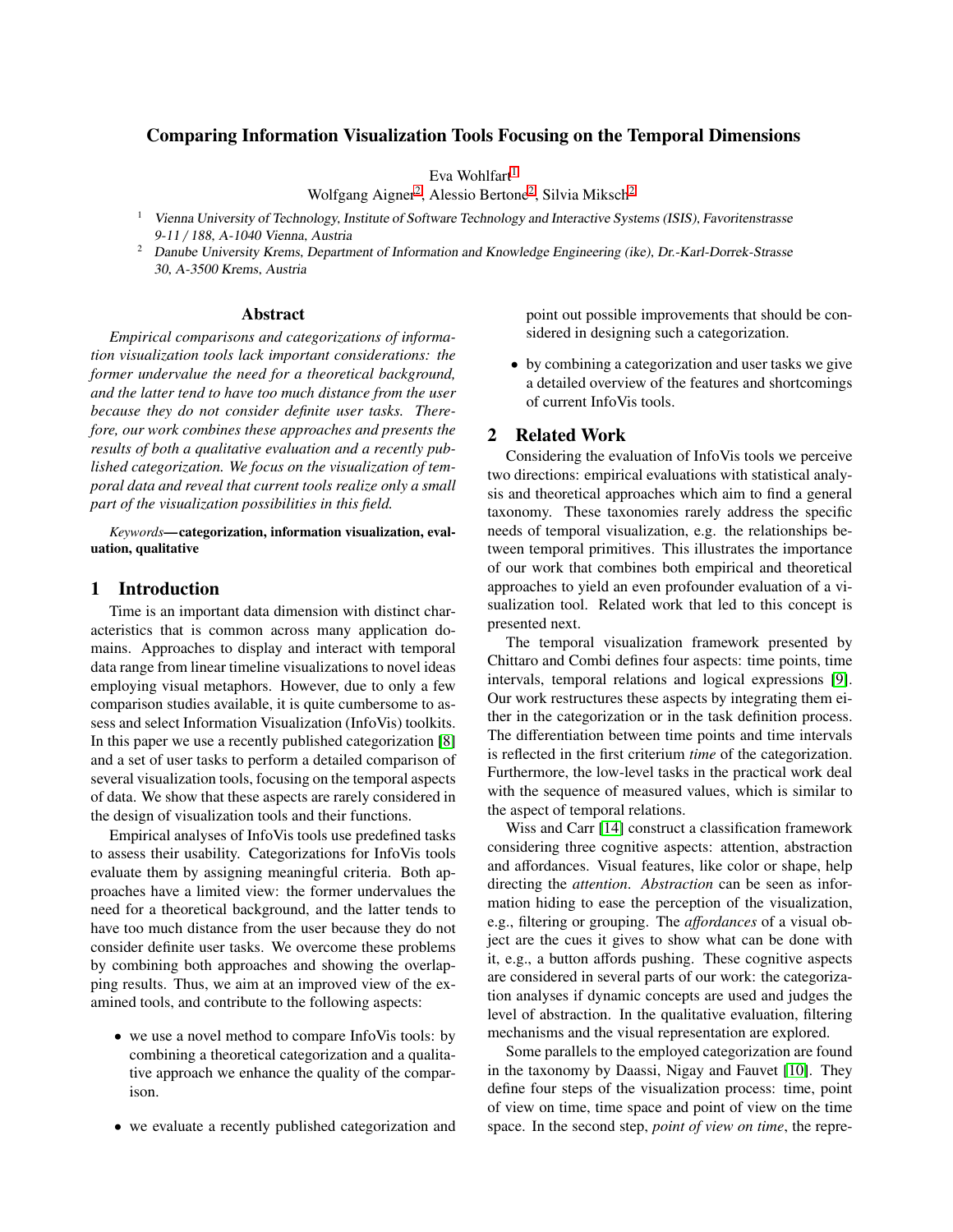# Comparing Information Visualization Tools Focusing on the Temporal Dimensions

Eva Wohlfart[1]
Wolfgang Aigner[2], Alessio Bertone[2], Silvia Miksch[2]

[1] Vienna University of Technology, Institute of Software Technology and Interactive Systems (ISIS), Favoritenstrasse 9-11 / 188, A-1040 Vienna, Austria

[2] Danube University Krems, Department of Information and Knowledge Engineering (ike), Dr.-Karl-Dorrek-Strasse 30, A-3500 Krems, Austria

### Abstract

*Empirical comparisons and categorizations of information visualization tools lack important considerations: the former undervalue the need for a theoretical background, and the latter tend to have too much distance from the user because they do not consider definite user tasks. Therefore, our work combines these approaches and presents the results of both a qualitative evaluation and a recently published categorization. We focus on the visualization of temporal data and reveal that current tools realize only a small part of the visualization possibilities in this field.*

*Keywords*—**categorization, information visualization, evaluation, qualitative**

## 1 Introduction

Time is an important data dimension with distinct characteristics that is common across many application domains. Approaches to display and interact with temporal data range from linear timeline visualizations to novel ideas employing visual metaphors. However, due to only a few comparison studies available, it is quite cumbersome to assess and select Information Visualization (InfoVis) toolkits. In this paper we use a recently published categorization [8] and a set of user tasks to perform a detailed comparison of several visualization tools, focusing on the temporal aspects of data. We show that these aspects are rarely considered in the design of visualization tools and their functions.

Empirical analyses of InfoVis tools use predefined tasks to assess their usability. Categorizations for InfoVis tools evaluate them by assigning meaningful criteria. Both approaches have a limited view: the former undervalues the need for a theoretical background, and the latter tends to have too much distance from the user because they do not consider definite user tasks. We overcome these problems by combining both approaches and showing the overlapping results. Thus, we aim at an improved view of the examined tools, and contribute to the following aspects:

- we use a novel method to compare InfoVis tools: by combining a theoretical categorization and a qualitative approach we enhance the quality of the comparison.
- we evaluate a recently published categorization and point out possible improvements that should be considered in designing such a categorization.
- by combining a categorization and user tasks we give a detailed overview of the features and shortcomings of current InfoVis tools.

## 2 Related Work

Considering the evaluation of InfoVis tools we perceive two directions: empirical evaluations with statistical analysis and theoretical approaches which aim to find a general taxonomy. These taxonomies rarely address the specific needs of temporal visualization, e.g. the relationships between temporal primitives. This illustrates the importance of our work that combines both empirical and theoretical approaches to yield an even profounder evaluation of a visualization tool. Related work that led to this concept is presented next.

The temporal visualization framework presented by Chittaro and Combi defines four aspects: time points, time intervals, temporal relations and logical expressions [9]. Our work restructures these aspects by integrating them either in the categorization or in the task definition process. The differentiation between time points and time intervals is reflected in the first criterium *time* of the categorization. Furthermore, the low-level tasks in the practical work deal with the sequence of measured values, which is similar to the aspect of temporal relations.

Wiss and Carr [14] construct a classification framework considering three cognitive aspects: attention, abstraction and affordances. Visual features, like color or shape, help directing the *attention*. *Abstraction* can be seen as information hiding to ease the perception of the visualization, e.g., filtering or grouping. The *affordances* of a visual object are the cues it gives to show what can be done with it, e.g., a button affords pushing. These cognitive aspects are considered in several parts of our work: the categorization analyses if dynamic concepts are used and judges the level of abstraction. In the qualitative evaluation, filtering mechanisms and the visual representation are explored.

Some parallels to the employed categorization are found in the taxonomy by Daassi, Nigay and Fauvet [10]. They define four steps of the visualization process: time, point of view on time, time space and point of view on the time space. In the second step, *point of view on time*, the repre-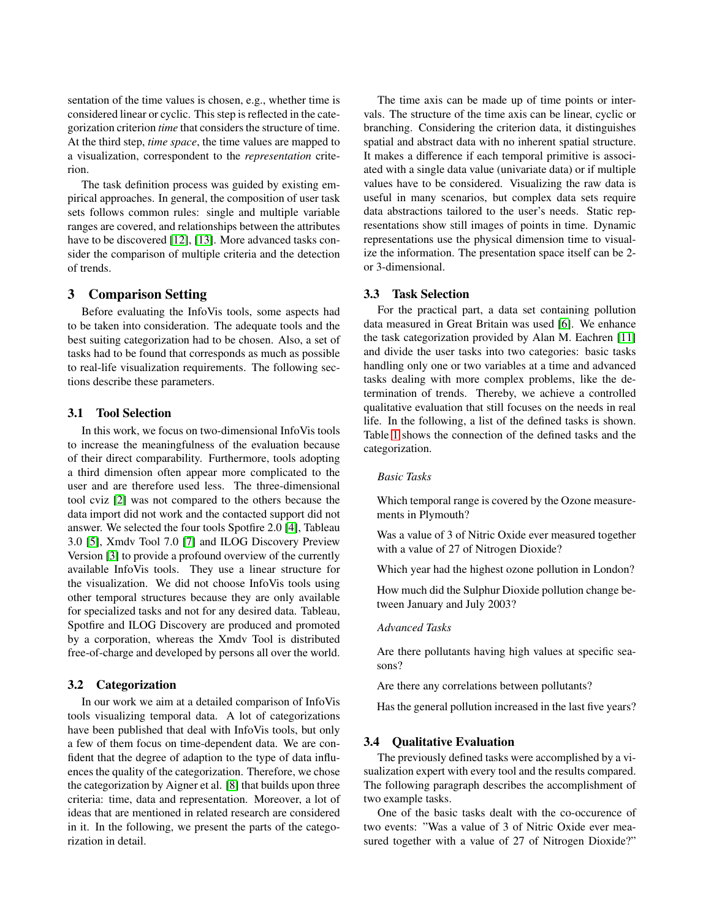sentation of the time values is chosen, e.g., whether time is considered linear or cyclic. This step is reflected in the categorization criterion *time* that considers the structure of time. At the third step, *time space*, the time values are mapped to a visualization, correspondent to the *representation* criterion.

The task definition process was guided by existing empirical approaches. In general, the composition of user task sets follows common rules: single and multiple variable ranges are covered, and relationships between the attributes have to be discovered [12], [13]. More advanced tasks consider the comparison of multiple criteria and the detection of trends.

## 3 Comparison Setting

Before evaluating the InfoVis tools, some aspects had to be taken into consideration. The adequate tools and the best suiting categorization had to be chosen. Also, a set of tasks had to be found that corresponds as much as possible to real-life visualization requirements. The following sections describe these parameters.

### 3.1 Tool Selection

In this work, we focus on two-dimensional InfoVis tools to increase the meaningfulness of the evaluation because of their direct comparability. Furthermore, tools adopting a third dimension often appear more complicated to the user and are therefore used less. The three-dimensional tool cviz [2] was not compared to the others because the data import did not work and the contacted support did not answer. We selected the four tools Spotfire 2.0 [4], Tableau 3.0 [5], Xmdv Tool 7.0 [7] and ILOG Discovery Preview Version [3] to provide a profound overview of the currently available InfoVis tools. They use a linear structure for the visualization. We did not choose InfoVis tools using other temporal structures because they are only available for specialized tasks and not for any desired data. Tableau, Spotfire and ILOG Discovery are produced and promoted by a corporation, whereas the Xmdv Tool is distributed free-of-charge and developed by persons all over the world.

### 3.2 Categorization

In our work we aim at a detailed comparison of InfoVis tools visualizing temporal data. A lot of categorizations have been published that deal with InfoVis tools, but only a few of them focus on time-dependent data. We are confident that the degree of adaption to the type of data influences the quality of the categorization. Therefore, we chose the categorization by Aigner et al. [8] that builds upon three criteria: time, data and representation. Moreover, a lot of ideas that are mentioned in related research are considered in it. In the following, we present the parts of the categorization in detail.

The time axis can be made up of time points or intervals. The structure of the time axis can be linear, cyclic or branching. Considering the criterion data, it distinguishes spatial and abstract data with no inherent spatial structure. It makes a difference if each temporal primitive is associated with a single data value (univariate data) or if multiple values have to be considered. Visualizing the raw data is useful in many scenarios, but complex data sets require data abstractions tailored to the user's needs. Static representations show still images of points in time. Dynamic representations use the physical dimension time to visualize the information. The presentation space itself can be 2- or 3-dimensional.

### 3.3 Task Selection

For the practical part, a data set containing pollution data measured in Great Britain was used [6]. We enhance the task categorization provided by Alan M. Eachren [11] and divide the user tasks into two categories: basic tasks handling only one or two variables at a time and advanced tasks dealing with more complex problems, like the determination of trends. Thereby, we achieve a controlled qualitative evaluation that still focuses on the needs in real life. In the following, a list of the defined tasks is shown. Table 1 shows the connection of the defined tasks and the categorization.

*Basic Tasks*

Which temporal range is covered by the Ozone measurements in Plymouth?

Was a value of 3 of Nitric Oxide ever measured together with a value of 27 of Nitrogen Dioxide?

Which year had the highest ozone pollution in London?

How much did the Sulphur Dioxide pollution change between January and July 2003?

*Advanced Tasks*

Are there pollutants having high values at specific seasons?

Are there any correlations between pollutants?

Has the general pollution increased in the last five years?

### 3.4 Qualitative Evaluation

The previously defined tasks were accomplished by a visualization expert with every tool and the results compared. The following paragraph describes the accomplishment of two example tasks.

One of the basic tasks dealt with the co-occurence of two events: "Was a value of 3 of Nitric Oxide ever measured together with a value of 27 of Nitrogen Dioxide?"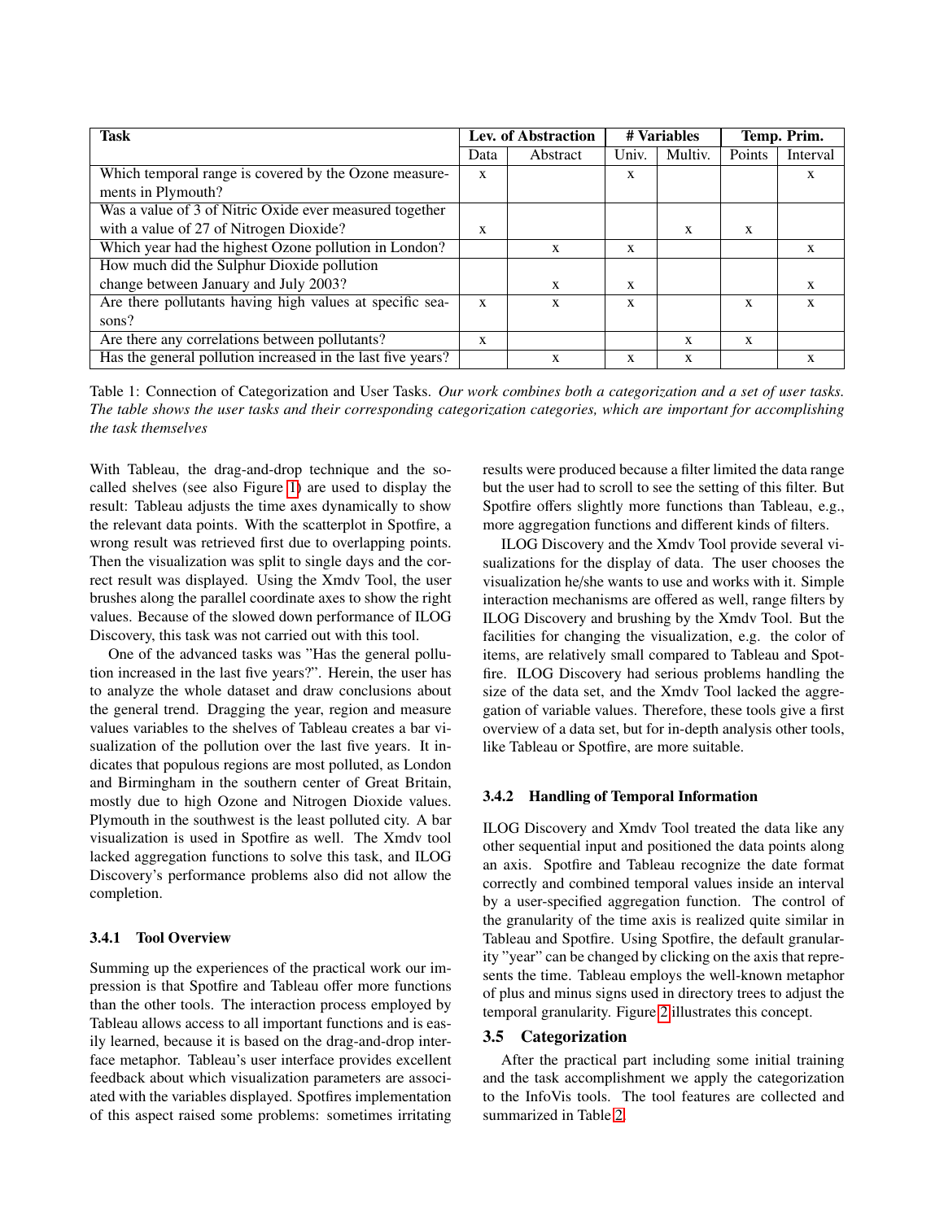| Task | Lev. of Abstraction | | # Variables | | Temp. Prim. | |
|---|---|---|---|---|---|---|
| | Data | Abstract | Univ. | Multiv. | Points | Interval |
| Which temporal range is covered by the Ozone measurements in Plymouth? | x | | x | | | x |
| Was a value of 3 of Nitric Oxide ever measured together with a value of 27 of Nitrogen Dioxide? | x | | | x | x | |
| Which year had the highest Ozone pollution in London? | | x | x | | | x |
| How much did the Sulphur Dioxide pollution change between January and July 2003? | | x | x | | | x |
| Are there pollutants having high values at specific seasons? | x | x | x | | x | x |
| Are there any correlations between pollutants? | x | | | x | x | |
| Has the general pollution increased in the last five years? | | x | x | x | | x |

Table 1: Connection of Categorization and User Tasks. *Our work combines both a categorization and a set of user tasks. The table shows the user tasks and their corresponding categorization categories, which are important for accomplishing the task themselves*

With Tableau, the drag-and-drop technique and the so-called shelves (see also Figure 1) are used to display the result: Tableau adjusts the time axes dynamically to show the relevant data points. With the scatterplot in Spotfire, a wrong result was retrieved first due to overlapping points. Then the visualization was split to single days and the correct result was displayed. Using the Xmdv Tool, the user brushes along the parallel coordinate axes to show the right values. Because of the slowed down performance of ILOG Discovery, this task was not carried out with this tool.

One of the advanced tasks was "Has the general pollution increased in the last five years?". Herein, the user has to analyze the whole dataset and draw conclusions about the general trend. Dragging the year, region and measure values variables to the shelves of Tableau creates a bar visualization of the pollution over the last five years. It indicates that populous regions are most polluted, as London and Birmingham in the southern center of Great Britain, mostly due to high Ozone and Nitrogen Dioxide values. Plymouth in the southwest is the least polluted city. A bar visualization is used in Spotfire as well. The Xmdv tool lacked aggregation functions to solve this task, and ILOG Discovery's performance problems also did not allow the completion.

### 3.4.1 Tool Overview

Summing up the experiences of the practical work our impression is that Spotfire and Tableau offer more functions than the other tools. The interaction process employed by Tableau allows access to all important functions and is easily learned, because it is based on the drag-and-drop interface metaphor. Tableau's user interface provides excellent feedback about which visualization parameters are associated with the variables displayed. Spotfires implementation of this aspect raised some problems: sometimes irritating results were produced because a filter limited the data range but the user had to scroll to see the setting of this filter. But Spotfire offers slightly more functions than Tableau, e.g., more aggregation functions and different kinds of filters.

ILOG Discovery and the Xmdv Tool provide several visualizations for the display of data. The user chooses the visualization he/she wants to use and works with it. Simple interaction mechanisms are offered as well, range filters by ILOG Discovery and brushing by the Xmdv Tool. But the facilities for changing the visualization, e.g. the color of items, are relatively small compared to Tableau and Spotfire. ILOG Discovery had serious problems handling the size of the data set, and the Xmdv Tool lacked the aggregation of variable values. Therefore, these tools give a first overview of a data set, but for in-depth analysis other tools, like Tableau or Spotfire, are more suitable.

### 3.4.2 Handling of Temporal Information

ILOG Discovery and Xmdv Tool treated the data like any other sequential input and positioned the data points along an axis. Spotfire and Tableau recognize the date format correctly and combined temporal values inside an interval by a user-specified aggregation function. The control of the granularity of the time axis is realized quite similar in Tableau and Spotfire. Using Spotfire, the default granularity "year" can be changed by clicking on the axis that represents the time. Tableau employs the well-known metaphor of plus and minus signs used in directory trees to adjust the temporal granularity. Figure 2 illustrates this concept.

## 3.5 Categorization

After the practical part including some initial training and the task accomplishment we apply the categorization to the InfoVis tools. The tool features are collected and summarized in Table 2.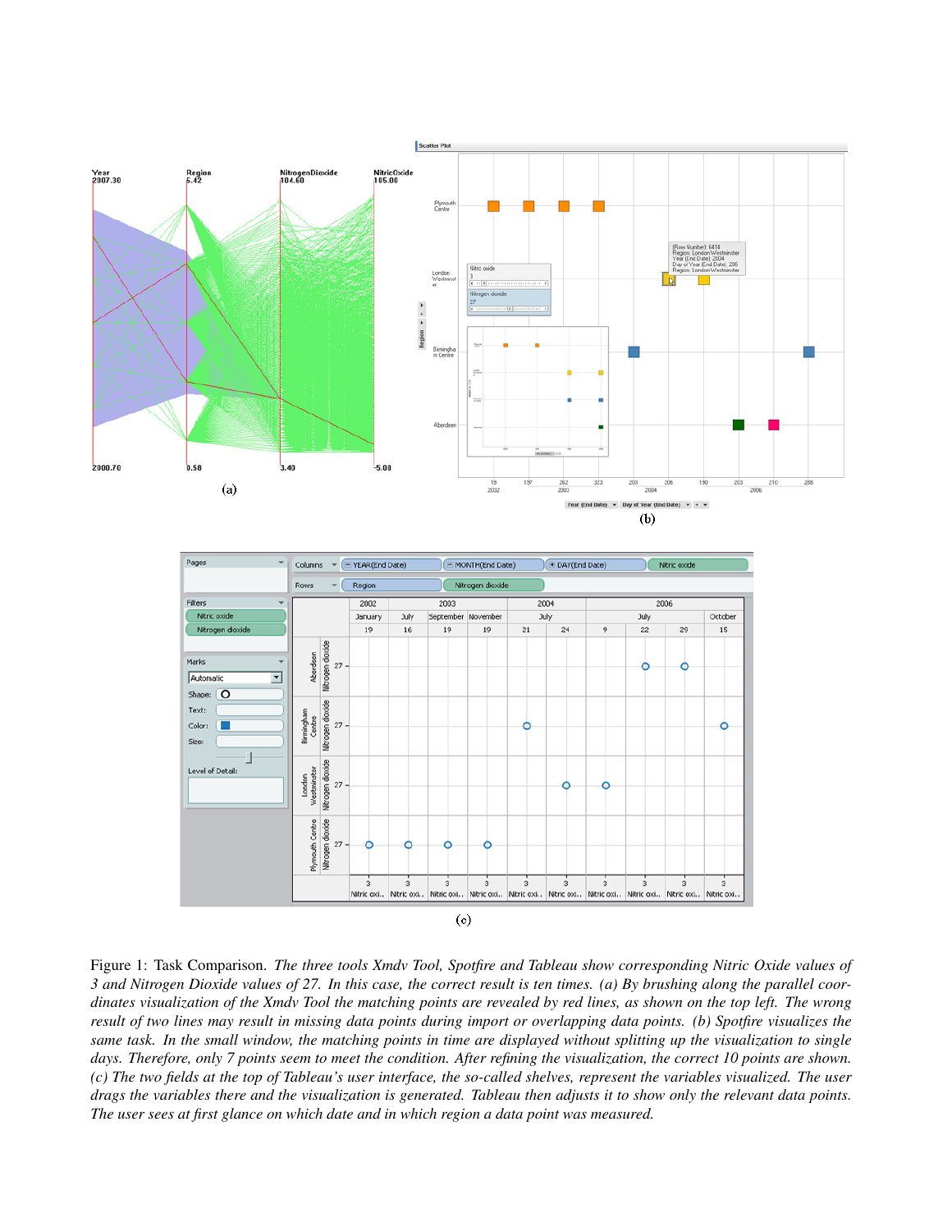Figure 1: Task Comparison. *The three tools Xmdv Tool, Spotfire and Tableau show corresponding Nitric Oxide values of 3 and Nitrogen Dioxide values of 27. In this case, the correct result is ten times. (a) By brushing along the parallel coordinates visualization of the Xmdv Tool the matching points are revealed by red lines, as shown on the top left. The wrong result of two lines may result in missing data points during import or overlapping data points. (b) Spotfire visualizes the same task. In the small window, the matching points in time are displayed without splitting up the visualization to single days. Therefore, only 7 points seem to meet the condition. After refining the visualization, the correct 10 points are shown. (c) The two fields at the top of Tableau's user interface, the so-called shelves, represent the variables visualized. The user drags the variables there and the visualization is generated. Tableau then adjusts it to show only the relevant data points. The user sees at first glance on which date and in which region a data point was measured.*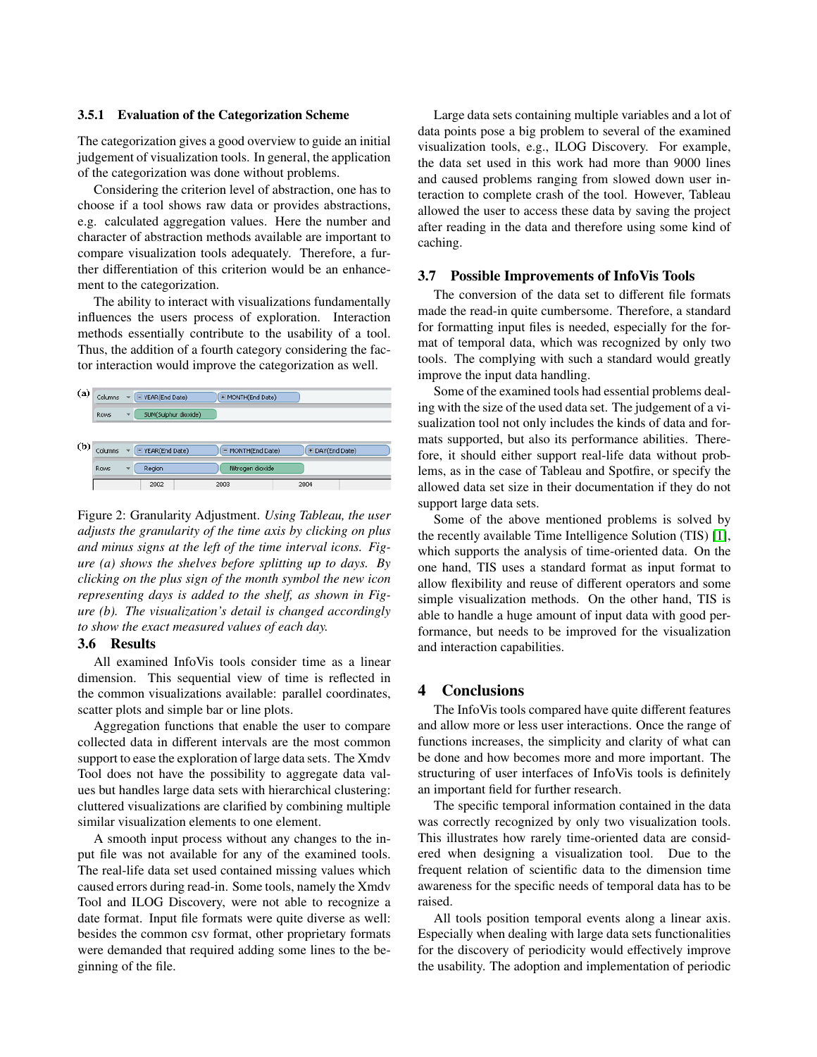#### 3.5.1 Evaluation of the Categorization Scheme

The categorization gives a good overview to guide an initial judgement of visualization tools. In general, the application of the categorization was done without problems.

Considering the criterion level of abstraction, one has to choose if a tool shows raw data or provides abstractions, e.g. calculated aggregation values. Here the number and character of abstraction methods available are important to compare visualization tools adequately. Therefore, a further differentiation of this criterion would be an enhancement to the categorization.

The ability to interact with visualizations fundamentally influences the users process of exploration. Interaction methods essentially contribute to the usability of a tool. Thus, the addition of a fourth category considering the factor interaction would improve the categorization as well.

Figure 2: Granularity Adjustment. *Using Tableau, the user adjusts the granularity of the time axis by clicking on plus and minus signs at the left of the time interval icons. Figure (a) shows the shelves before splitting up to days. By clicking on the plus sign of the month symbol the new icon representing days is added to the shelf, as shown in Figure (b). The visualization's detail is changed accordingly to show the exact measured values of each day.*

### 3.6 Results

All examined InfoVis tools consider time as a linear dimension. This sequential view of time is reflected in the common visualizations available: parallel coordinates, scatter plots and simple bar or line plots.

Aggregation functions that enable the user to compare collected data in different intervals are the most common support to ease the exploration of large data sets. The Xmdv Tool does not have the possibility to aggregate data values but handles large data sets with hierarchical clustering: cluttered visualizations are clarified by combining multiple similar visualization elements to one element.

A smooth input process without any changes to the input file was not available for any of the examined tools. The real-life data set used contained missing values which caused errors during read-in. Some tools, namely the Xmdv Tool and ILOG Discovery, were not able to recognize a date format. Input file formats were quite diverse as well: besides the common csv format, other proprietary formats were demanded that required adding some lines to the beginning of the file.

Large data sets containing multiple variables and a lot of data points pose a big problem to several of the examined visualization tools, e.g., ILOG Discovery. For example, the data set used in this work had more than 9000 lines and caused problems ranging from slowed down user interaction to complete crash of the tool. However, Tableau allowed the user to access these data by saving the project after reading in the data and therefore using some kind of caching.

### 3.7 Possible Improvements of InfoVis Tools

The conversion of the data set to different file formats made the read-in quite cumbersome. Therefore, a standard for formatting input files is needed, especially for the format of temporal data, which was recognized by only two tools. The complying with such a standard would greatly improve the input data handling.

Some of the examined tools had essential problems dealing with the size of the used data set. The judgement of a visualization tool not only includes the kinds of data and formats supported, but also its performance abilities. Therefore, it should either support real-life data without problems, as in the case of Tableau and Spotfire, or specify the allowed data set size in their documentation if they do not support large data sets.

Some of the above mentioned problems is solved by the recently available Time Intelligence Solution (TIS) [1], which supports the analysis of time-oriented data. On the one hand, TIS uses a standard format as input format to allow flexibility and reuse of different operators and some simple visualization methods. On the other hand, TIS is able to handle a huge amount of input data with good performance, but needs to be improved for the visualization and interaction capabilities.

## 4 Conclusions

The InfoVis tools compared have quite different features and allow more or less user interactions. Once the range of functions increases, the simplicity and clarity of what can be done and how becomes more and more important. The structuring of user interfaces of InfoVis tools is definitely an important field for further research.

The specific temporal information contained in the data was correctly recognized by only two visualization tools. This illustrates how rarely time-oriented data are considered when designing a visualization tool. Due to the frequent relation of scientific data to the dimension time awareness for the specific needs of temporal data has to be raised.

All tools position temporal events along a linear axis. Especially when dealing with large data sets functionalities for the discovery of periodicity would effectively improve the usability. The adoption and implementation of periodic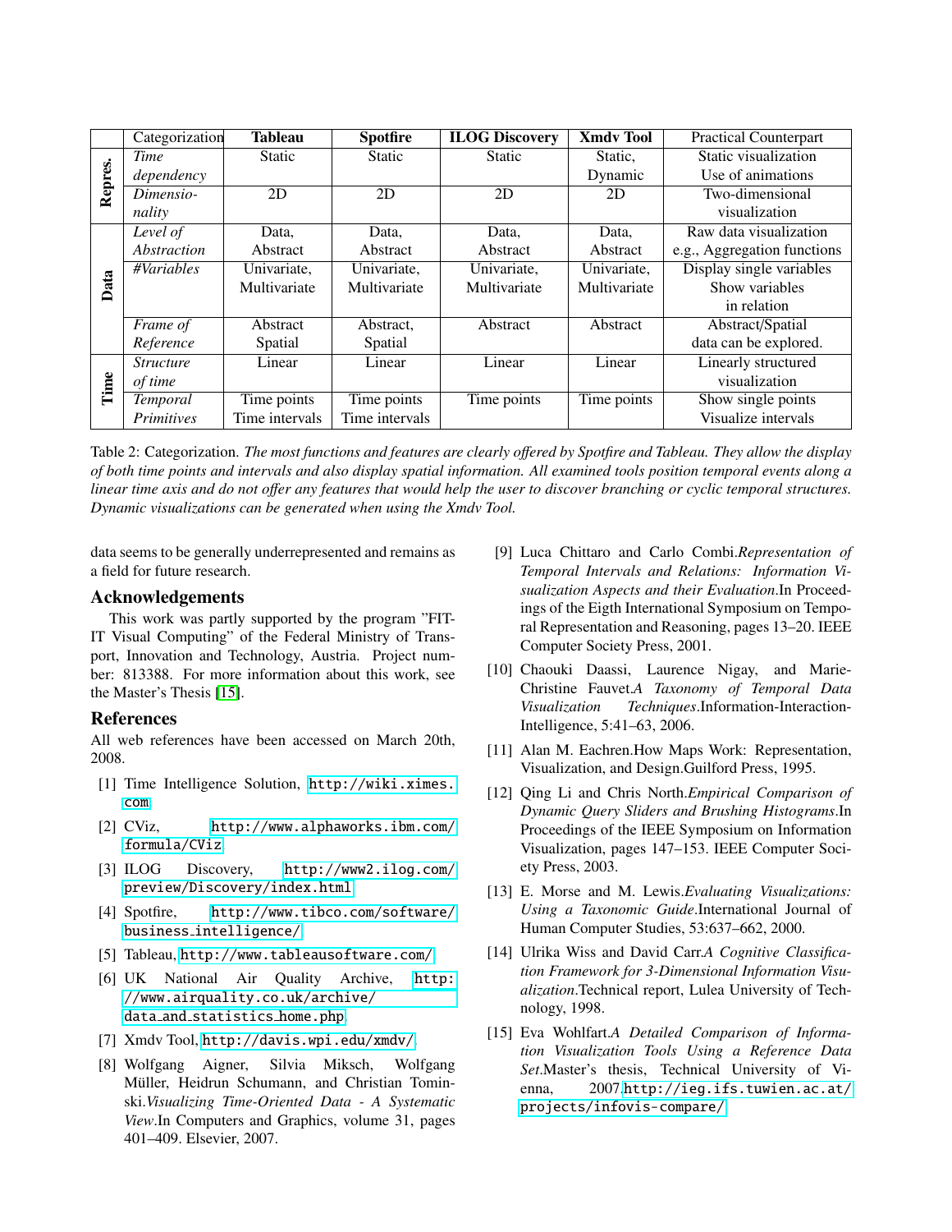| | Categorization | **Tableau** | **Spotfire** | **ILOG Discovery** | **Xmdv Tool** | Practical Counterpart |
|---|---|---|---|---|---|---|
| **Repres.** | *Time dependency* | Static | Static | Static | Static, Dynamic | Static visualization Use of animations |
| | *Dimensio-nality* | 2D | 2D | 2D | 2D | Two-dimensional visualization |
| **Data** | *Level of Abstraction* | Data, Abstract | Data, Abstract | Data, Abstract | Data, Abstract | Raw data visualization e.g., Aggregation functions |
| | *#Variables* | Univariate, Multivariate | Univariate, Multivariate | Univariate, Multivariate | Univariate, Multivariate | Display single variables Show variables in relation |
| | *Frame of Reference* | Abstract Spatial | Abstract, Spatial | Abstract | Abstract | Abstract/Spatial data can be explored. |
| **Time** | *Structure of time* | Linear | Linear | Linear | Linear | Linearly structured visualization |
| | *Temporal Primitives* | Time points Time intervals | Time points Time intervals | Time points | Time points | Show single points Visualize intervals |

Table 2: Categorization. *The most functions and features are clearly offered by Spotfire and Tableau. They allow the display of both time points and intervals and also display spatial information. All examined tools position temporal events along a linear time axis and do not offer any features that would help the user to discover branching or cyclic temporal structures. Dynamic visualizations can be generated when using the Xmdv Tool.*

data seems to be generally underrepresented and remains as a field for future research.

## Acknowledgements

This work was partly supported by the program "FIT-IT Visual Computing" of the Federal Ministry of Transport, Innovation and Technology, Austria. Project number: 813388. For more information about this work, see the Master's Thesis [15].

## References

All web references have been accessed on March 20th, 2008.

[1] Time Intelligence Solution, http://wiki.ximes.com

[2] CViz, http://www.alphaworks.ibm.com/formula/CViz

[3] ILOG Discovery, http://www2.ilog.com/preview/Discovery/index.html

[4] Spotfire, http://www.tibco.com/software/business_intelligence/

[5] Tableau, http://www.tableausoftware.com/

[6] UK National Air Quality Archive, http://www.airquality.co.uk/archive/data_and_statistics_home.php.

[7] Xmdv Tool, http://davis.wpi.edu/xmdv/.

[8] Wolfgang Aigner, Silvia Miksch, Wolfgang Müller, Heidrun Schumann, and Christian Tominski.*Visualizing Time-Oriented Data - A Systematic View*.In Computers and Graphics, volume 31, pages 401–409. Elsevier, 2007.

[9] Luca Chittaro and Carlo Combi.*Representation of Temporal Intervals and Relations: Information Visualization Aspects and their Evaluation*.In Proceedings of the Eigth International Symposium on Temporal Representation and Reasoning, pages 13–20. IEEE Computer Society Press, 2001.

[10] Chaouki Daassi, Laurence Nigay, and Marie-Christine Fauvet.*A Taxonomy of Temporal Data Visualization Techniques*.Information-Interaction-Intelligence, 5:41–63, 2006.

[11] Alan M. Eachren.How Maps Work: Representation, Visualization, and Design.Guilford Press, 1995.

[12] Qing Li and Chris North.*Empirical Comparison of Dynamic Query Sliders and Brushing Histograms*.In Proceedings of the IEEE Symposium on Information Visualization, pages 147–153. IEEE Computer Society Press, 2003.

[13] E. Morse and M. Lewis.*Evaluating Visualizations: Using a Taxonomic Guide*.International Journal of Human Computer Studies, 53:637–662, 2000.

[14] Ulrika Wiss and David Carr.*A Cognitive Classification Framework for 3-Dimensional Information Visualization*.Technical report, Lulea University of Technology, 1998.

[15] Eva Wohlfart.*A Detailed Comparison of Information Visualization Tools Using a Reference Data Set*.Master's thesis, Technical University of Vienna, 2007.http://ieg.ifs.tuwien.ac.at/projects/infovis-compare/